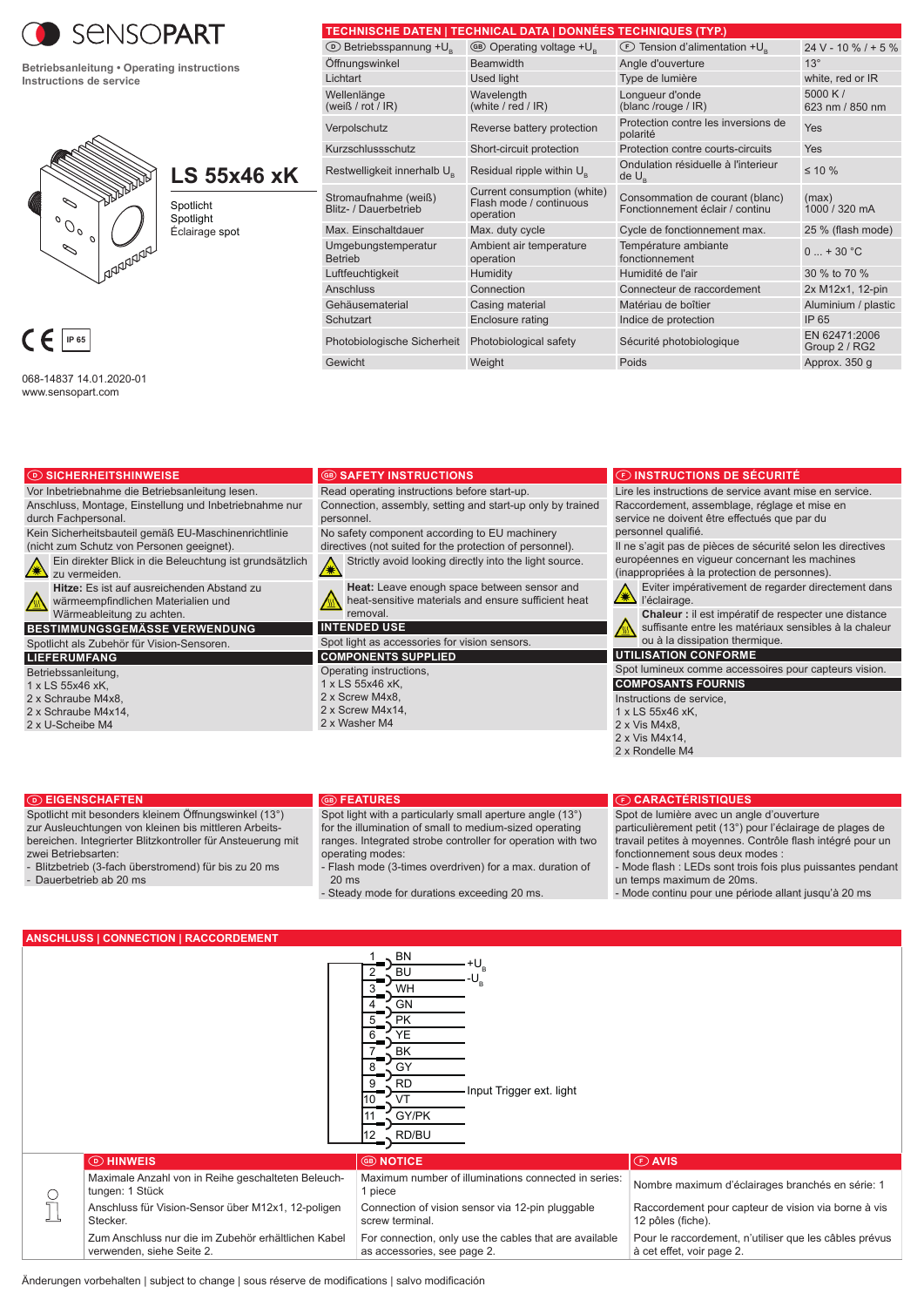# SENSOPART

Betriebsanleitung • Operating instructions
Instructions de service

## LS 55x46 xK

Spotlicht
Spotlight
Éclairage spot

CE IP 65

068-14837 14.01.2020-01
www.sensopart.com

## TECHNISCHE DATEN | TECHNICAL DATA | DONNÉES TECHNIQUES (TYP.)

| D | GB | F | |
|---|---|---|---|
| Betriebsspannung $+U_B$ | Operating voltage $+U_B$ | Tension d'alimentation $+U_B$ | 24 V - 10 % / + 5 % |
| Öffnungswinkel | Beamwidth | Angle d'ouverture | 13° |
| Lichtart | Used light | Type de lumière | white, red or IR |
| Wellenlänge (weiß / rot / IR) | Wavelength (white / red / IR) | Longueur d'onde (blanc /rouge / IR) | 5000 K / 623 nm / 850 nm |
| Verpolschutz | Reverse battery protection | Protection contre les inversions de polarité | Yes |
| Kurzschlussschutz | Short-circuit protection | Protection contre courts-circuits | Yes |
| Restwelligkeit innerhalb $U_B$ | Residual ripple within $U_B$ | Ondulation résiduelle à l'interieur de $U_B$ | ≤ 10 % |
| Stromaufnahme (weiß) Blitz- / Dauerbetrieb | Current consumption (white) Flash mode / continuous operation | Consommation de courant (blanc) Fonctionnement éclair / continu | (max) 1000 / 320 mA |
| Max. Einschaltdauer | Max. duty cycle | Cycle de fonctionnement max. | 25 % (flash mode) |
| Umgebungstemperatur Betrieb | Ambient air temperature operation | Température ambiante fonctionnement | 0 ... + 30 °C |
| Luftfeuchtigkeit | Humidity | Humidité de l'air | 30 % to 70 % |
| Anschluss | Connection | Connecteur de raccordement | 2x M12x1, 12-pin |
| Gehäusematerial | Casing material | Matériau de boîtier | Aluminium / plastic |
| Schutzart | Enclosure rating | Indice de protection | IP 65 |
| Photobiologische Sicherheit | Photobiological safety | Sécurité photobiologique | EN 62471:2006 Group 2 / RG2 |
| Gewicht | Weight | Poids | Approx. 350 g |

## D SICHERHEITSHINWEISE

Vor Inbetriebnahme die Betriebsanleitung lesen.

Anschluss, Montage, Einstellung und Inbetriebnahme nur durch Fachpersonal.

Kein Sicherheitsbauteil gemäß EU-Maschinenrichtlinie (nicht zum Schutz von Personen geeignet).

Ein direkter Blick in die Beleuchtung ist grundsätzlich zu vermeiden.

**Hitze:** Es ist auf ausreichenden Abstand zu wärmeempfindlichen Materialien und Wärmeableitung zu achten.

### BESTIMMUNGSGEMÄSSE VERWENDUNG

Spotlicht als Zubehör für Vision-Sensoren.

### LIEFERUMFANG

Betriebsanleitung,
1 x LS 55x46 xK,
2 x Schraube M4x8,
2 x Schraube M4x14,
2 x U-Scheibe M4

## GB SAFETY INSTRUCTIONS

Read operating instructions before start-up.

Connection, assembly, setting and start-up only by trained personnel.

No safety component according to EU machinery directives (not suited for the protection of personnel).

Strictly avoid looking directly into the light source.

**Heat:** Leave enough space between sensor and heat-sensitive materials and ensure sufficient heat removal.

### INTENDED USE

Spot light as accessories for vision sensors.

### COMPONENTS SUPPLIED

Operating instructions,
1 x LS 55x46 xK,
2 x Screw M4x8,
2 x Screw M4x14,
2 x Washer M4

## F INSTRUCTIONS DE SÉCURITÉ

Lire les instructions de service avant mise en service.

Raccordement, assemblage, réglage et mise en service ne doivent être effectués que par du personnel qualifié.

Il ne s'agit pas de pièces de sécurité selon les directives européennes en vigueur concernant les machines (inappropriées à la protection de personnes).

Eviter impérativement de regarder directement dans l'éclairage.

**Chaleur :** il est impératif de respecter une distance suffisante entre les matériaux sensibles à la chaleur ou à la dissipation thermique.

### UTILISATION CONFORME

Spot lumineux comme accessoires pour capteurs vision.

### COMPOSANTS FOURNIS

Instructions de service,
1 x LS 55x46 xK,
2 x Vis M4x8,
2 x Vis M4x14,
2 x Rondelle M4

## D EIGENSCHAFTEN

Spotlicht mit besonders kleinem Öffnungswinkel (13°) zur Ausleuchtungen von kleinen bis mittleren Arbeitsbereichen. Integrierter Blitzkontroller für Ansteuerung mit zwei Betriebsarten:
- Blitzbetrieb (3-fach überstromend) für bis zu 20 ms
- Dauerbetrieb ab 20 ms

## GB FEATURES

Spot light with a particularly small aperture angle (13°) for the illumination of small to medium-sized operating ranges. Integrated strobe controller for operation with two operating modes:
- Flash mode (3-times overdriven) for a max. duration of 20 ms
- Steady mode for durations exceeding 20 ms.

## F CARACTÉRISTIQUES

Spot de lumière avec un angle d'ouverture particulièrement petit (13°) pour l'éclairage de plages de travail petites à moyennes. Contrôle flash intégré pour un fonctionnement sous deux modes :
- Mode flash : LEDs sont trois fois plus puissantes pendant un temps maximum de 20ms.
- Mode continu pour une période allant jusqu'à 20 ms

## ANSCHLUSS | CONNECTION | RACCORDEMENT

| Pin | Color | Function |
|---|---|---|
| 1 | BN | $+U_B$ |
| 2 | BU | $-U_B$ |
| 3 | WH | |
| 4 | GN | |
| 5 | PK | |
| 6 | YE | |
| 7 | BK | |
| 8 | GY | |
| 9 | RD | Input Trigger ext. light |
| 10 | VT | |
| 11 | GY/PK | |
| 12 | RD/BU | |

| D HINWEIS | GB NOTICE | F AVIS |
|---|---|---|
| Maximale Anzahl von in Reihe geschalteten Beleuchtungen: 1 Stück | Maximum number of illuminations connected in series: 1 piece | Nombre maximum d'éclairages branchés en série: 1 |
| Anschluss für Vision-Sensor über M12x1, 12-poligen Stecker. | Connection of vision sensor via 12-pin pluggable screw terminal. | Raccordement pour capteur de vision via borne à vis 12 pôles (fiche). |
| Zum Anschluss nur die im Zubehör erhältlichen Kabel verwenden, siehe Seite 2. | For connection, only use the cables that are available as accessories, see page 2. | Pour le raccordement, n'utiliser que les câbles prévus à cet effet, voir page 2. |

Änderungen vorbehalten | subject to change | sous réserve de modifications | salvo modificación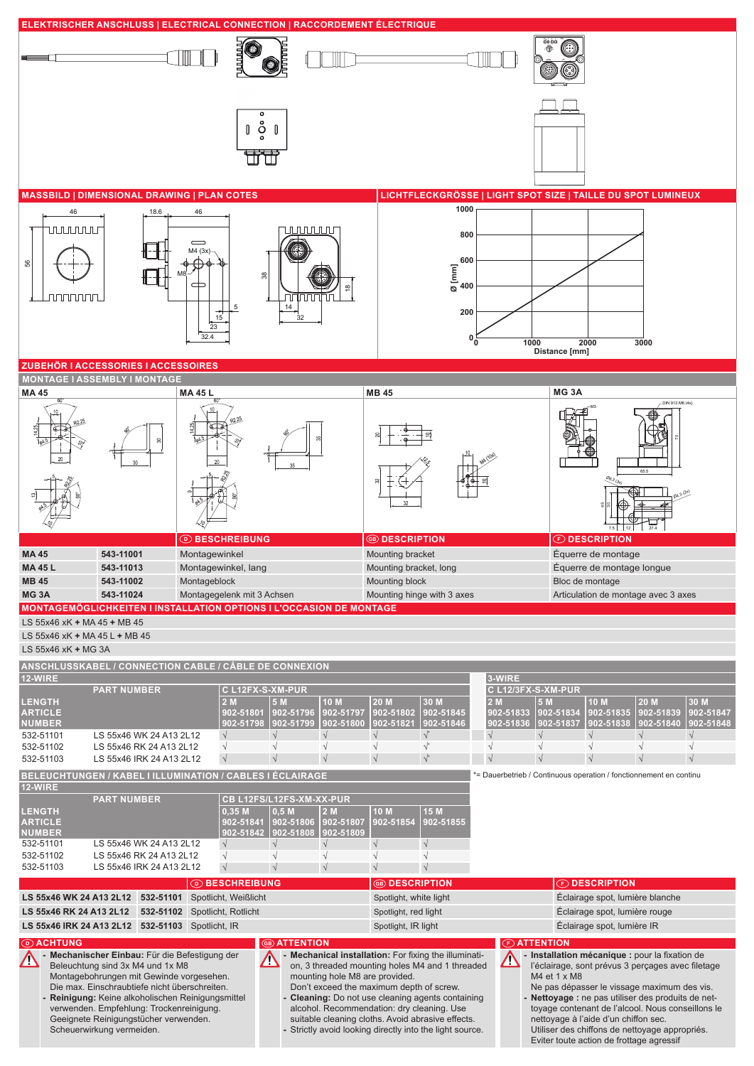## ELEKTRISCHER ANSCHLUSS | ELECTRICAL CONNECTION | RACCORDEMENT ÉLECTRIQUE

## MASSBILD | DIMENSIONAL DRAWING | PLAN COTES

46
18.6
46
56
M4 (3x)
M8
38
18
5
15
23
32.4
14
32

## LICHTFLECKGRÖSSE | LIGHT SPOT SIZE | TAILLE DU SPOT LUMINEUX

1000
800
600
Ø [mm]
400
200
0
0
1000
2000
3000
Distance [mm]

## ZUBEHÖR I ACCESSORIES I ACCESSOIRES

### MONTAGE I ASSEMBLY I MONTAGE

MA 45 | MA 45 L | MB 45 | MG 3A

| | | Ⓓ BESCHREIBUNG | Ⓖ DESCRIPTION | Ⓕ DESCRIPTION |
|---|---|---|---|---|
| MA 45 | 543-11001 | Montagewinkel | Mounting bracket | Équerre de montage |
| MA 45 L | 543-11013 | Montagewinkel, lang | Mounting bracket, long | Équerre de montage longue |
| MB 45 | 543-11002 | Montageblock | Mounting block | Bloc de montage |
| MG 3A | 543-11024 | Montagegelenk mit 3 Achsen | Mounting hinge with 3 axes | Articulation de montage avec 3 axes |

### MONTAGEMÖGLICHKEITEN I INSTALLATION OPTIONS I L'OCCASION DE MONTAGE

LS 55x46 xK **+** MA 45 **+** MB 45

LS 55x46 xK **+** MA 45 L **+** MB 45

LS 55x46 xK **+** MG 3A

### ANSCHLUSSKABEL / CONNECTION CABLE / CÂBLE DE CONNEXION

| 12-WIRE | | | | | | | | 3-WIRE | | | | |
|---|---|---|---|---|---|---|---|---|---|---|---|---|
| | PART NUMBER | C L12FX-S-XM-PUR | | | | | | C L12/3FX-S-XM-PUR | | | | |
| LENGTH ARTICLE NUMBER | | 2 M<br>902-51801<br>902-51798 | 5 M<br>902-51796<br>902-51799 | 10 M<br>902-51797<br>902-51800 | 20 M<br>902-51802<br>902-51821 | 30 M<br>902-51845<br>902-51846 | | 2 M<br>902-51833<br>902-51836 | 5 M<br>902-51834<br>902-51837 | 10 M<br>902-51835<br>902-51838 | 20 M<br>902-51839<br>902-51840 | 30 M<br>902-51847<br>902-51848 |
| 532-51101 | LS 55x46 WK 24 A13 2L12 | √ | √ | √ | √ | √* | | √ | √ | √ | √ | √ |
| 532-51102 | LS 55x46 RK 24 A13 2L12 | √ | √ | √ | √ | √* | | √ | √ | √ | √ | √ |
| 532-51103 | LS 55x46 IRK 24 A13 2L12 | √ | √ | √ | √ | √* | | √ | √ | √ | √ | √ |

*= Dauerbetrieb / Continuous operation / fonctionnement en continu

### BELEUCHTUNGEN / KABEL I ILLUMINATION / CABLES I ÉCLAIRAGE

| 12-WIRE | | | | | | |
|---|---|---|---|---|---|---|
| | PART NUMBER | CB L12FS/L12FS-XM-XX-PUR | | | | |
| LENGTH ARTICLE NUMBER | | 0,35 M<br>902-51841<br>902-51842 | 0,5 M<br>902-51806<br>902-51808 | 2 M<br>902-51807<br>902-51809 | 10 M<br>902-51854 | 15 M<br>902-51855 |
| 532-51101 | LS 55x46 WK 24 A13 2L12 | √ | √ | √ | √ | √ |
| 532-51102 | LS 55x46 RK 24 A13 2L12 | √ | √ | √ | √ | √ |
| 532-51103 | LS 55x46 IRK 24 A13 2L12 | √ | √ | √ | √ | √ |

| | | Ⓓ BESCHREIBUNG | Ⓖ DESCRIPTION | Ⓕ DESCRIPTION |
|---|---|---|---|---|
| **LS 55x46 WK 24 A13 2L12** | **532-51101** | Spotlicht, Weißlicht | Spotlight, white light | Éclairage spot, lumière blanche |
| **LS 55x46 RK 24 A13 2L12** | **532-51102** | Spotlicht, Rotlicht | Spotlight, red light | Éclairage spot, lumière rouge |
| **LS 55x46 IRK 24 A13 2L12** | **532-51103** | Spotlicht, IR | Spotlight, IR light | Éclairage spot, lumière IR |

### Ⓓ ACHTUNG

- **Mechanischer Einbau:** Für die Befestigung der Beleuchtung sind 3x M4 und 1x M8 Montagebohrungen mit Gewinde vorgesehen. Die max. Einschraubtiefe nicht überschreiten.
- **Reinigung:** Keine alkoholischen Reinigungsmittel verwenden. Empfehlung: Trockenreinigung. Geeignete Reinigungstücher verwenden. Scheuerwirkung vermeiden.

### Ⓖ ATTENTION

- **Mechanical installation:** For fixing the illumination, 3 threaded mounting holes M4 and 1 threaded mounting hole M8 are provided. Don't exceed the maximum depth of screw.
- **Cleaning:** Do not use cleaning agents containing alcohol. Recommendation: dry cleaning. Use suitable cleaning cloths. Avoid abrasive effects.
- Strictly avoid looking directly into the light source.

### Ⓕ ATTENTION

- **Installation mécanique :** pour la fixation de l'éclairage, sont prévus 3 perçages avec filetage M4 et 1 x M8. Ne pas dépasser le vissage maximum des vis.
- **Nettoyage :** ne pas utiliser des produits de nettoyage contenant de l'alcool. Nous conseillons le nettoyage à l'aide d'un chiffon sec. Utiliser des chiffons de nettoyage appropriés. Eviter toute action de frottage agressif